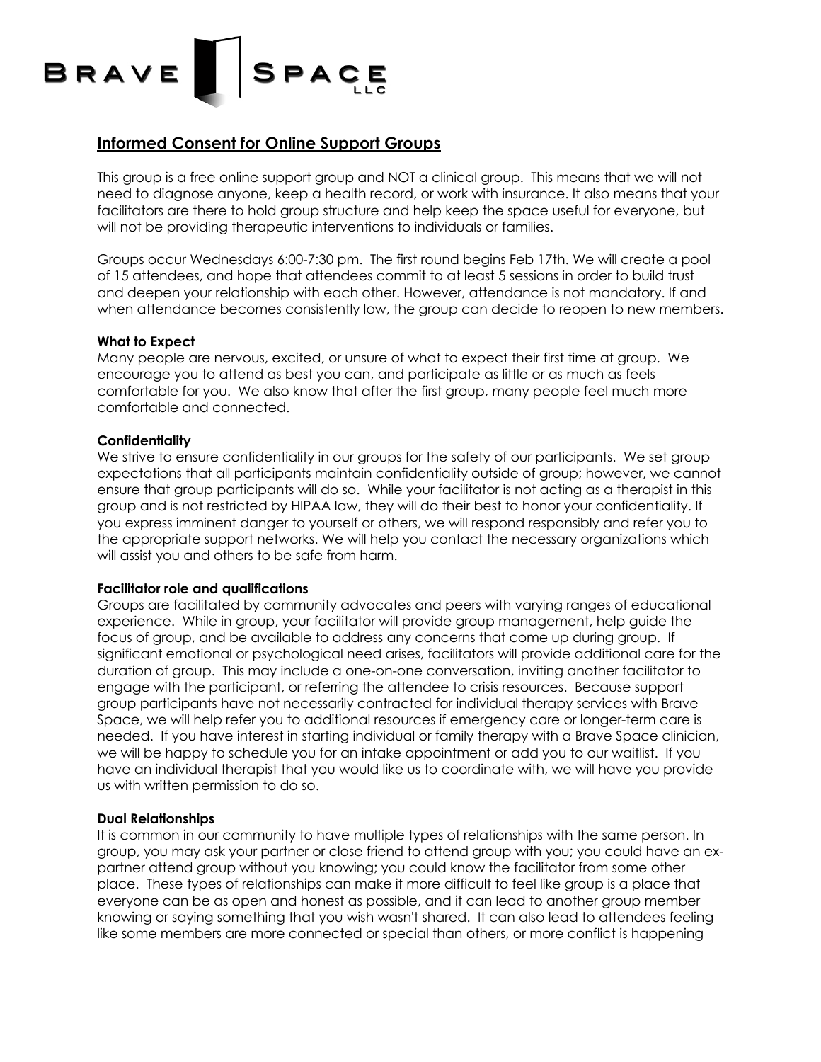BRAVE SPACE LLC

## Informed Consent for Online Support Groups

This group is a free online support group and NOT a clinical group. This means that we will not need to diagnose anyone, keep a health record, or work with insurance. It also means that your facilitators are there to hold group structure and help keep the space useful for everyone, but will not be providing therapeutic interventions to individuals or families.

Groups occur Wednesdays 6:00-7:30 pm. The first round begins Feb 17th. We will create a pool of 15 attendees, and hope that attendees commit to at least 5 sessions in order to build trust and deepen your relationship with each other. However, attendance is not mandatory. If and when attendance becomes consistently low, the group can decide to reopen to new members.

**What to Expect**
Many people are nervous, excited, or unsure of what to expect their first time at group. We encourage you to attend as best you can, and participate as little or as much as feels comfortable for you. We also know that after the first group, many people feel much more comfortable and connected.

**Confidentiality**
We strive to ensure confidentiality in our groups for the safety of our participants. We set group expectations that all participants maintain confidentiality outside of group; however, we cannot ensure that group participants will do so. While your facilitator is not acting as a therapist in this group and is not restricted by HIPAA law, they will do their best to honor your confidentiality. If you express imminent danger to yourself or others, we will respond responsibly and refer you to the appropriate support networks. We will help you contact the necessary organizations which will assist you and others to be safe from harm.

**Facilitator role and qualifications**
Groups are facilitated by community advocates and peers with varying ranges of educational experience. While in group, your facilitator will provide group management, help guide the focus of group, and be available to address any concerns that come up during group. If significant emotional or psychological need arises, facilitators will provide additional care for the duration of group. This may include a one-on-one conversation, inviting another facilitator to engage with the participant, or referring the attendee to crisis resources. Because support group participants have not necessarily contracted for individual therapy services with Brave Space, we will help refer you to additional resources if emergency care or longer-term care is needed. If you have interest in starting individual or family therapy with a Brave Space clinician, we will be happy to schedule you for an intake appointment or add you to our waitlist. If you have an individual therapist that you would like us to coordinate with, we will have you provide us with written permission to do so.

**Dual Relationships**
It is common in our community to have multiple types of relationships with the same person. In group, you may ask your partner or close friend to attend group with you; you could have an ex-partner attend group without you knowing; you could know the facilitator from some other place. These types of relationships can make it more difficult to feel like group is a place that everyone can be as open and honest as possible, and it can lead to another group member knowing or saying something that you wish wasn't shared. It can also lead to attendees feeling like some members are more connected or special than others, or more conflict is happening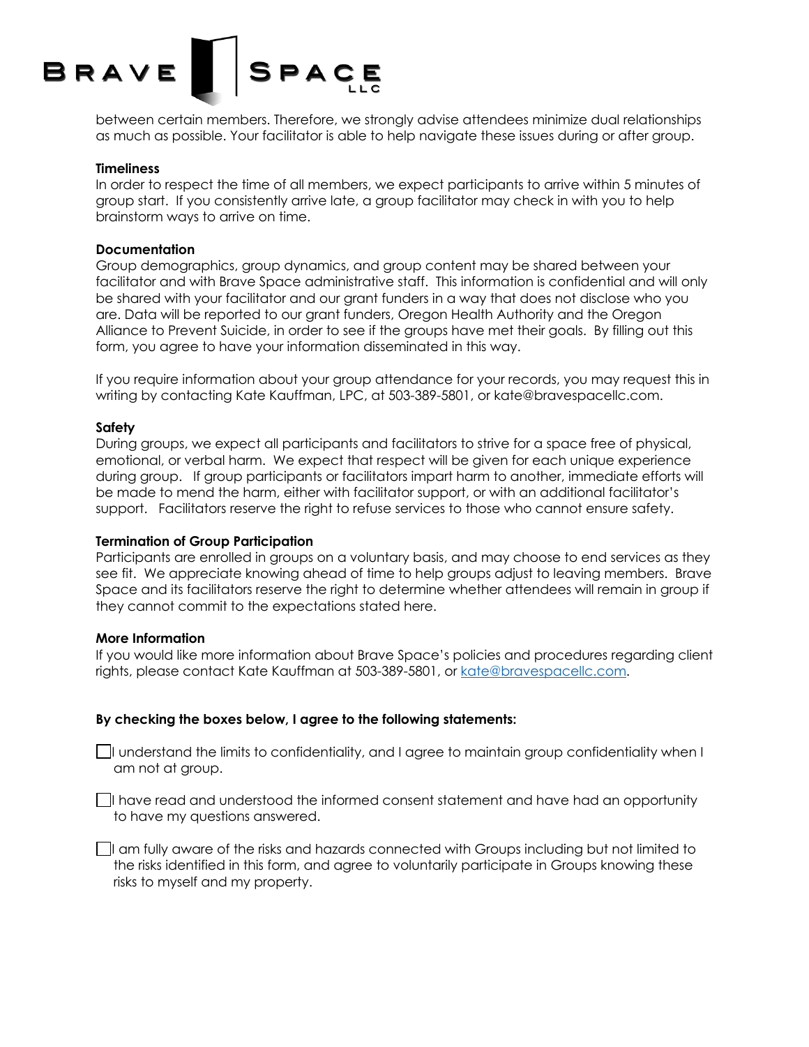between certain members. Therefore, we strongly advise attendees minimize dual relationships as much as possible. Your facilitator is able to help navigate these issues during or after group.

**Timeliness**

In order to respect the time of all members, we expect participants to arrive within 5 minutes of group start. If you consistently arrive late, a group facilitator may check in with you to help brainstorm ways to arrive on time.

**Documentation**

Group demographics, group dynamics, and group content may be shared between your facilitator and with Brave Space administrative staff. This information is confidential and will only be shared with your facilitator and our grant funders in a way that does not disclose who you are. Data will be reported to our grant funders, Oregon Health Authority and the Oregon Alliance to Prevent Suicide, in order to see if the groups have met their goals. By filling out this form, you agree to have your information disseminated in this way.

If you require information about your group attendance for your records, you may request this in writing by contacting Kate Kauffman, LPC, at 503-389-5801, or kate@bravespacellc.com.

**Safety**

During groups, we expect all participants and facilitators to strive for a space free of physical, emotional, or verbal harm. We expect that respect will be given for each unique experience during group. If group participants or facilitators impart harm to another, immediate efforts will be made to mend the harm, either with facilitator support, or with an additional facilitator's support. Facilitators reserve the right to refuse services to those who cannot ensure safety.

**Termination of Group Participation**

Participants are enrolled in groups on a voluntary basis, and may choose to end services as they see fit. We appreciate knowing ahead of time to help groups adjust to leaving members. Brave Space and its facilitators reserve the right to determine whether attendees will remain in group if they cannot commit to the expectations stated here.

**More Information**

If you would like more information about Brave Space's policies and procedures regarding client rights, please contact Kate Kauffman at 503-389-5801, or [kate@bravespacellc.com](mailto:kate@bravespacellc.com).

**By checking the boxes below, I agree to the following statements:**

☐ I understand the limits to confidentiality, and I agree to maintain group confidentiality when I am not at group.

☐ I have read and understood the informed consent statement and have had an opportunity to have my questions answered.

☐ I am fully aware of the risks and hazards connected with Groups including but not limited to the risks identified in this form, and agree to voluntarily participate in Groups knowing these risks to myself and my property.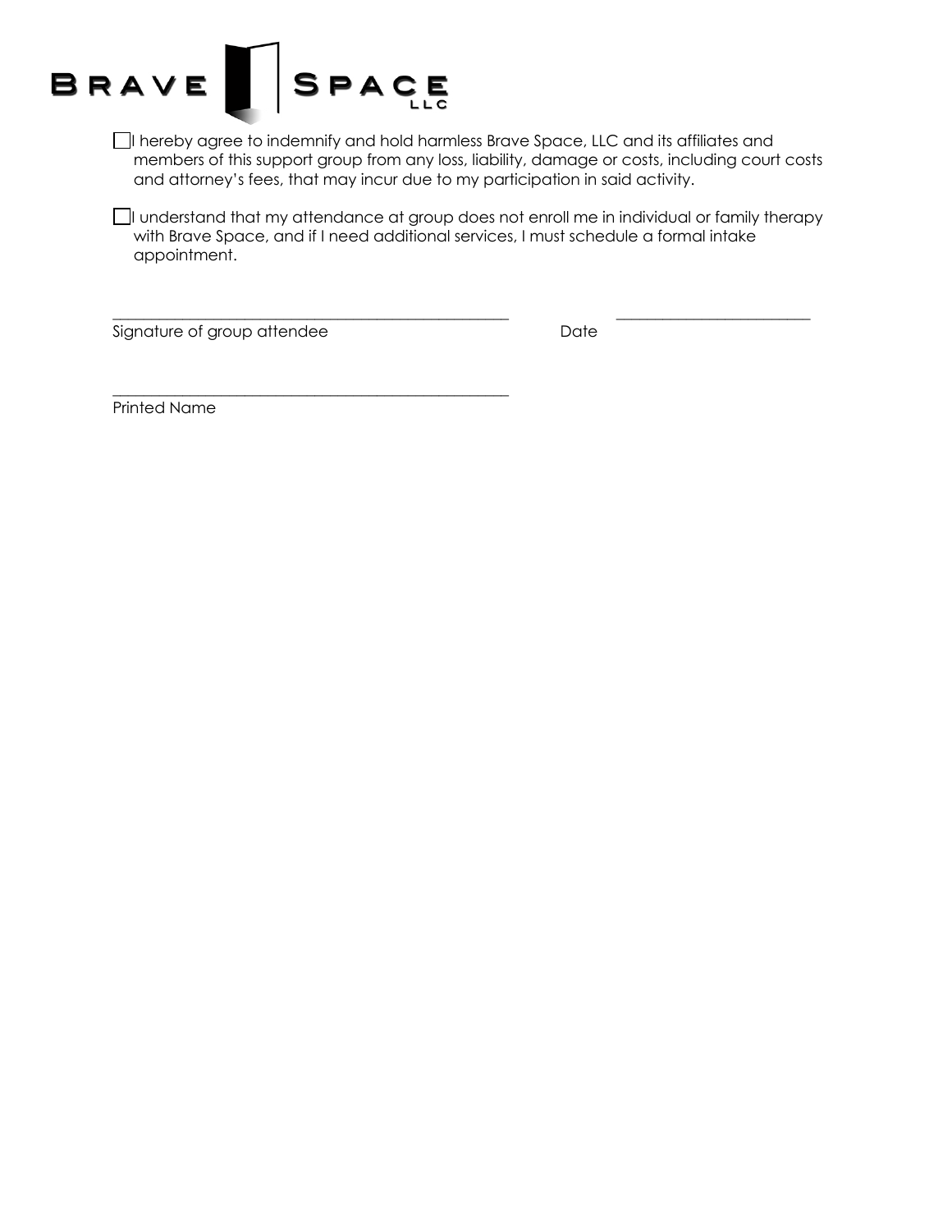☐ I hereby agree to indemnify and hold harmless Brave Space, LLC and its affiliates and members of this support group from any loss, liability, damage or costs, including court costs and attorney's fees, that may incur due to my participation in said activity.

☐ I understand that my attendance at group does not enroll me in individual or family therapy with Brave Space, and if I need additional services, I must schedule a formal intake appointment.

_____________________________________________________ _________________________

Signature of group attendee Date

_____________________________________________________

Printed Name